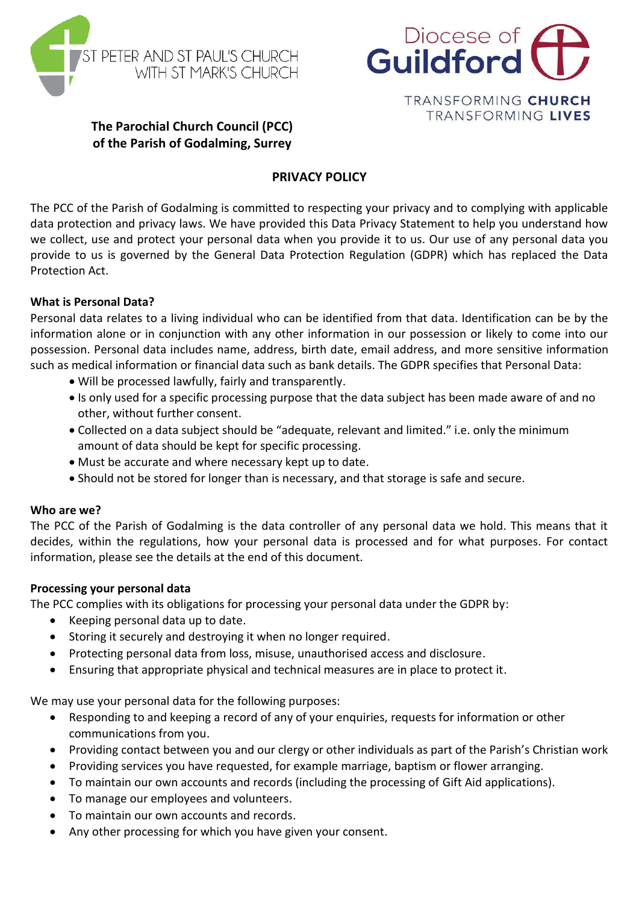ST PETER AND ST PAUL'S CHURCH WITH ST MARK'S CHURCH

Diocese of Guildford

TRANSFORMING **CHURCH** TRANSFORMING **LIVES**

**The Parochial Church Council (PCC) of the Parish of Godalming, Surrey**

# PRIVACY POLICY

The PCC of the Parish of Godalming is committed to respecting your privacy and to complying with applicable data protection and privacy laws. We have provided this Data Privacy Statement to help you understand how we collect, use and protect your personal data when you provide it to us. Our use of any personal data you provide to us is governed by the General Data Protection Regulation (GDPR) which has replaced the Data Protection Act.

**What is Personal Data?**

Personal data relates to a living individual who can be identified from that data. Identification can be by the information alone or in conjunction with any other information in our possession or likely to come into our possession. Personal data includes name, address, birth date, email address, and more sensitive information such as medical information or financial data such as bank details. The GDPR specifies that Personal Data:

- Will be processed lawfully, fairly and transparently.
- Is only used for a specific processing purpose that the data subject has been made aware of and no other, without further consent.
- Collected on a data subject should be "adequate, relevant and limited." i.e. only the minimum amount of data should be kept for specific processing.
- Must be accurate and where necessary kept up to date.
- Should not be stored for longer than is necessary, and that storage is safe and secure.

**Who are we?**

The PCC of the Parish of Godalming is the data controller of any personal data we hold. This means that it decides, within the regulations, how your personal data is processed and for what purposes. For contact information, please see the details at the end of this document.

**Processing your personal data**

The PCC complies with its obligations for processing your personal data under the GDPR by:

- Keeping personal data up to date.
- Storing it securely and destroying it when no longer required.
- Protecting personal data from loss, misuse, unauthorised access and disclosure.
- Ensuring that appropriate physical and technical measures are in place to protect it.

We may use your personal data for the following purposes:

- Responding to and keeping a record of any of your enquiries, requests for information or other communications from you.
- Providing contact between you and our clergy or other individuals as part of the Parish's Christian work
- Providing services you have requested, for example marriage, baptism or flower arranging.
- To maintain our own accounts and records (including the processing of Gift Aid applications).
- To manage our employees and volunteers.
- To maintain our own accounts and records.
- Any other processing for which you have given your consent.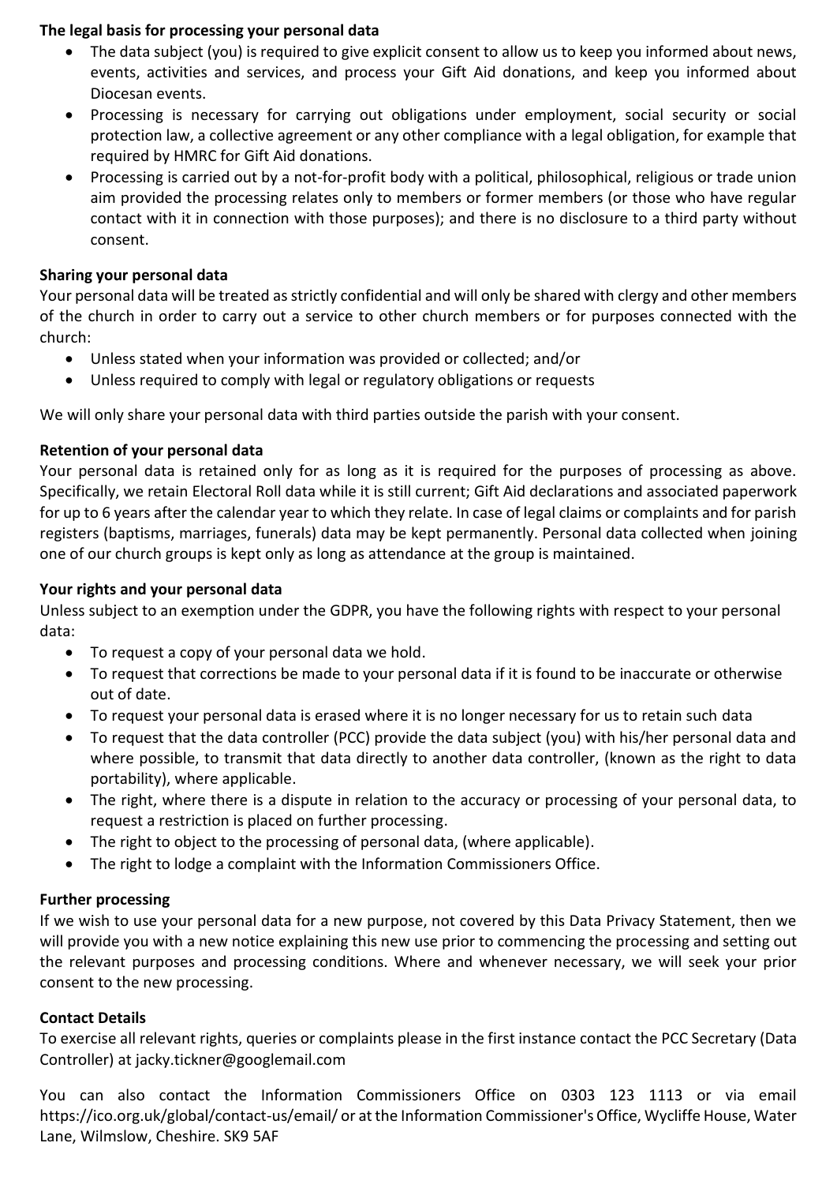**The legal basis for processing your personal data**

- The data subject (you) is required to give explicit consent to allow us to keep you informed about news, events, activities and services, and process your Gift Aid donations, and keep you informed about Diocesan events.
- Processing is necessary for carrying out obligations under employment, social security or social protection law, a collective agreement or any other compliance with a legal obligation, for example that required by HMRC for Gift Aid donations.
- Processing is carried out by a not-for-profit body with a political, philosophical, religious or trade union aim provided the processing relates only to members or former members (or those who have regular contact with it in connection with those purposes); and there is no disclosure to a third party without consent.

**Sharing your personal data**

Your personal data will be treated as strictly confidential and will only be shared with clergy and other members of the church in order to carry out a service to other church members or for purposes connected with the church:

- Unless stated when your information was provided or collected; and/or
- Unless required to comply with legal or regulatory obligations or requests

We will only share your personal data with third parties outside the parish with your consent.

**Retention of your personal data**

Your personal data is retained only for as long as it is required for the purposes of processing as above. Specifically, we retain Electoral Roll data while it is still current; Gift Aid declarations and associated paperwork for up to 6 years after the calendar year to which they relate. In case of legal claims or complaints and for parish registers (baptisms, marriages, funerals) data may be kept permanently. Personal data collected when joining one of our church groups is kept only as long as attendance at the group is maintained.

**Your rights and your personal data**

Unless subject to an exemption under the GDPR, you have the following rights with respect to your personal data:

- To request a copy of your personal data we hold.
- To request that corrections be made to your personal data if it is found to be inaccurate or otherwise out of date.
- To request your personal data is erased where it is no longer necessary for us to retain such data
- To request that the data controller (PCC) provide the data subject (you) with his/her personal data and where possible, to transmit that data directly to another data controller, (known as the right to data portability), where applicable.
- The right, where there is a dispute in relation to the accuracy or processing of your personal data, to request a restriction is placed on further processing.
- The right to object to the processing of personal data, (where applicable).
- The right to lodge a complaint with the Information Commissioners Office.

**Further processing**

If we wish to use your personal data for a new purpose, not covered by this Data Privacy Statement, then we will provide you with a new notice explaining this new use prior to commencing the processing and setting out the relevant purposes and processing conditions. Where and whenever necessary, we will seek your prior consent to the new processing.

**Contact Details**

To exercise all relevant rights, queries or complaints please in the first instance contact the PCC Secretary (Data Controller) at jacky.tickner@googlemail.com

You can also contact the Information Commissioners Office on 0303 123 1113 or via email https://ico.org.uk/global/contact-us/email/ or at the Information Commissioner's Office, Wycliffe House, Water Lane, Wilmslow, Cheshire. SK9 5AF